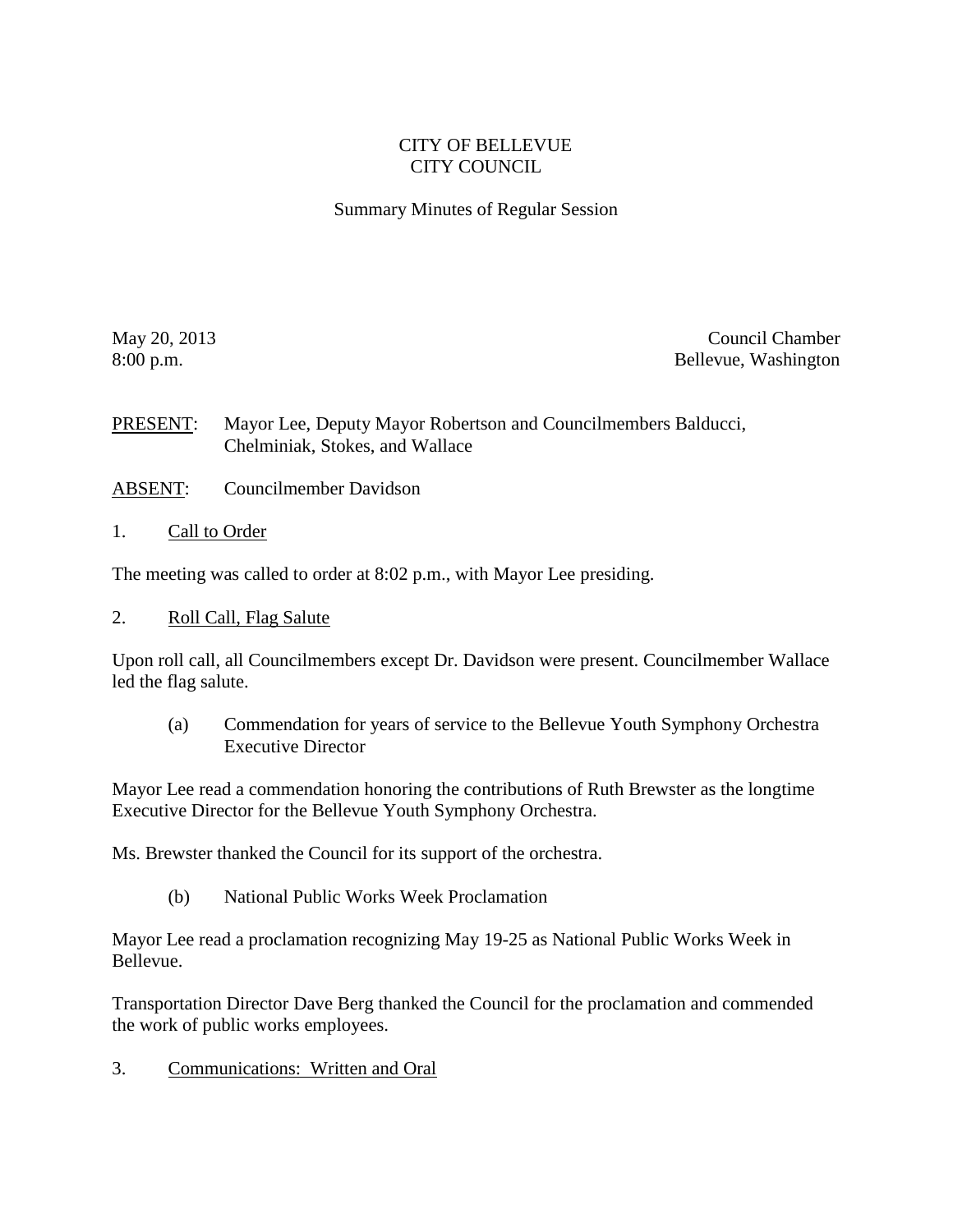# CITY OF BELLEVUE
# CITY COUNCIL

## Summary Minutes of Regular Session

May 20, 2013
8:00 p.m.

Council Chamber
Bellevue, Washington

PRESENT: Mayor Lee, Deputy Mayor Robertson and Councilmembers Balducci, Chelminiak, Stokes, and Wallace

ABSENT: Councilmember Davidson

1. Call to Order

The meeting was called to order at 8:02 p.m., with Mayor Lee presiding.

2. Roll Call, Flag Salute

Upon roll call, all Councilmembers except Dr. Davidson were present. Councilmember Wallace led the flag salute.

(a) Commendation for years of service to the Bellevue Youth Symphony Orchestra Executive Director

Mayor Lee read a commendation honoring the contributions of Ruth Brewster as the longtime Executive Director for the Bellevue Youth Symphony Orchestra.

Ms. Brewster thanked the Council for its support of the orchestra.

(b) National Public Works Week Proclamation

Mayor Lee read a proclamation recognizing May 19-25 as National Public Works Week in Bellevue.

Transportation Director Dave Berg thanked the Council for the proclamation and commended the work of public works employees.

3. Communications: Written and Oral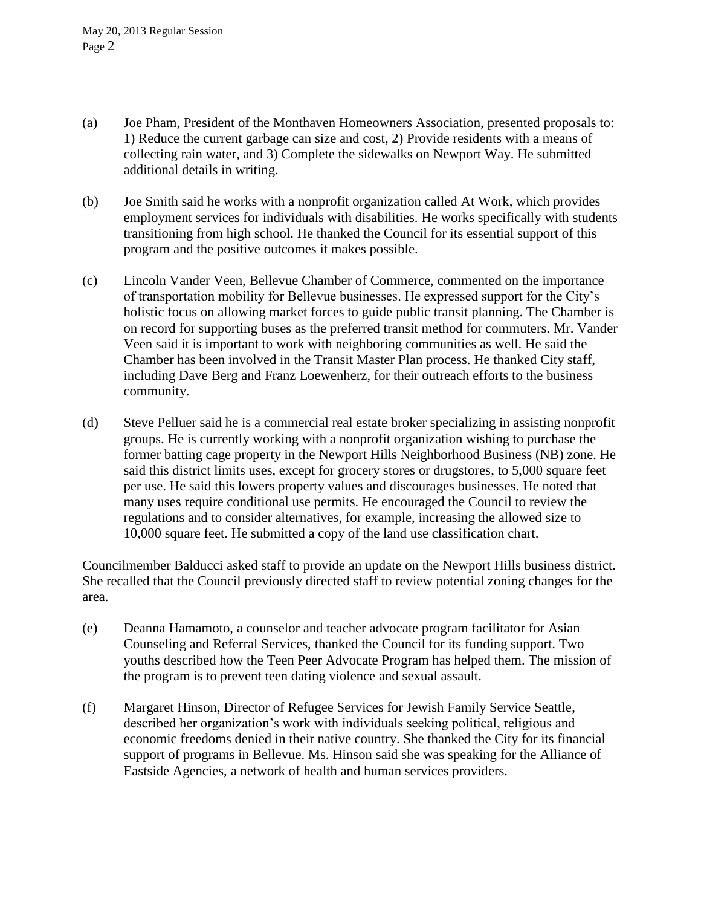(a) Joe Pham, President of the Monthaven Homeowners Association, presented proposals to: 1) Reduce the current garbage can size and cost, 2) Provide residents with a means of collecting rain water, and 3) Complete the sidewalks on Newport Way. He submitted additional details in writing.

(b) Joe Smith said he works with a nonprofit organization called At Work, which provides employment services for individuals with disabilities. He works specifically with students transitioning from high school. He thanked the Council for its essential support of this program and the positive outcomes it makes possible.

(c) Lincoln Vander Veen, Bellevue Chamber of Commerce, commented on the importance of transportation mobility for Bellevue businesses. He expressed support for the City's holistic focus on allowing market forces to guide public transit planning. The Chamber is on record for supporting buses as the preferred transit method for commuters. Mr. Vander Veen said it is important to work with neighboring communities as well. He said the Chamber has been involved in the Transit Master Plan process. He thanked City staff, including Dave Berg and Franz Loewenherz, for their outreach efforts to the business community.

(d) Steve Pelluer said he is a commercial real estate broker specializing in assisting nonprofit groups. He is currently working with a nonprofit organization wishing to purchase the former batting cage property in the Newport Hills Neighborhood Business (NB) zone. He said this district limits uses, except for grocery stores or drugstores, to 5,000 square feet per use. He said this lowers property values and discourages businesses. He noted that many uses require conditional use permits. He encouraged the Council to review the regulations and to consider alternatives, for example, increasing the allowed size to 10,000 square feet. He submitted a copy of the land use classification chart.

Councilmember Balducci asked staff to provide an update on the Newport Hills business district. She recalled that the Council previously directed staff to review potential zoning changes for the area.

(e) Deanna Hamamoto, a counselor and teacher advocate program facilitator for Asian Counseling and Referral Services, thanked the Council for its funding support. Two youths described how the Teen Peer Advocate Program has helped them. The mission of the program is to prevent teen dating violence and sexual assault.

(f) Margaret Hinson, Director of Refugee Services for Jewish Family Service Seattle, described her organization's work with individuals seeking political, religious and economic freedoms denied in their native country. She thanked the City for its financial support of programs in Bellevue. Ms. Hinson said she was speaking for the Alliance of Eastside Agencies, a network of health and human services providers.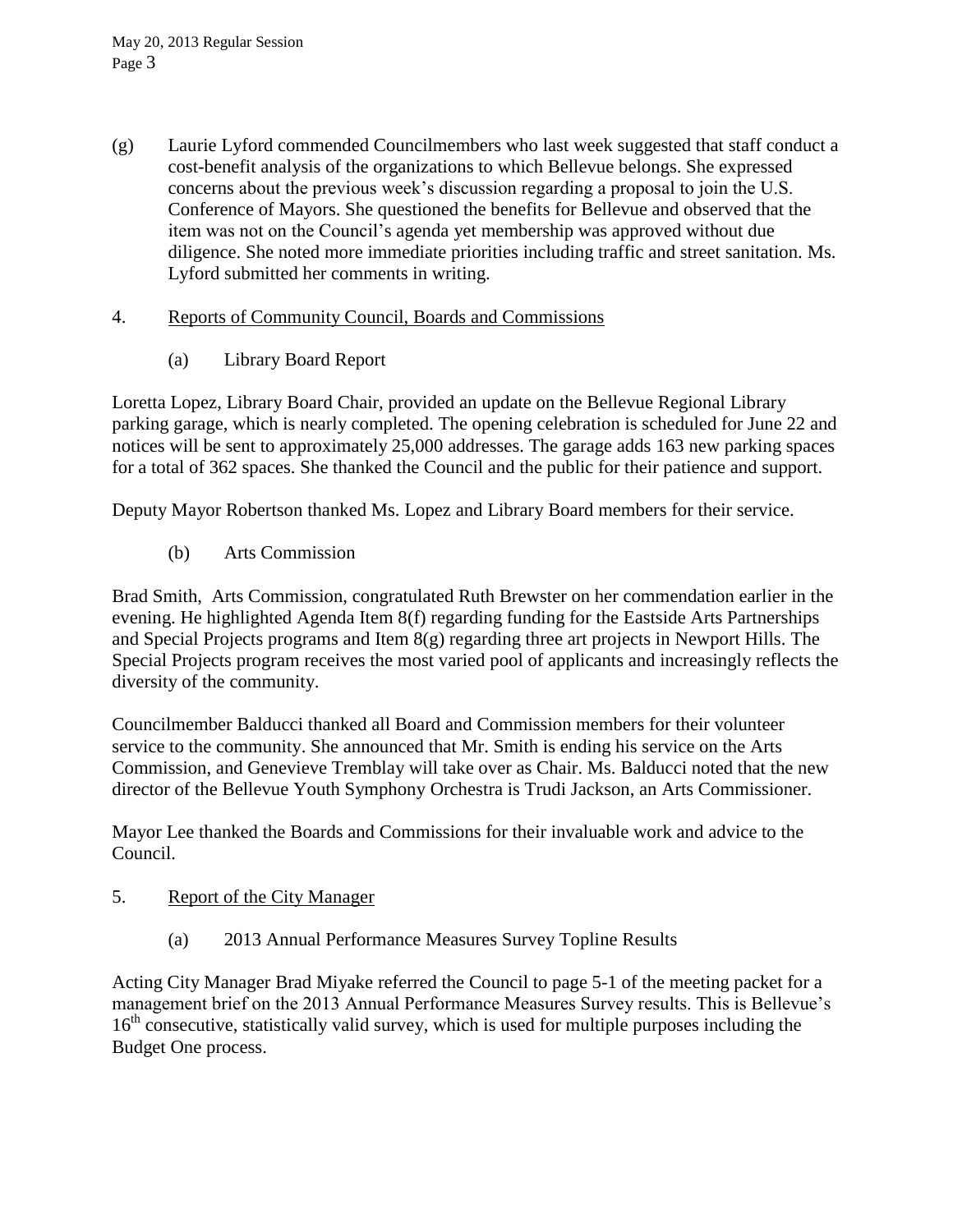(g) Laurie Lyford commended Councilmembers who last week suggested that staff conduct a cost-benefit analysis of the organizations to which Bellevue belongs. She expressed concerns about the previous week's discussion regarding a proposal to join the U.S. Conference of Mayors. She questioned the benefits for Bellevue and observed that the item was not on the Council's agenda yet membership was approved without due diligence. She noted more immediate priorities including traffic and street sanitation. Ms. Lyford submitted her comments in writing.

4. Reports of Community Council, Boards and Commissions

(a) Library Board Report

Loretta Lopez, Library Board Chair, provided an update on the Bellevue Regional Library parking garage, which is nearly completed. The opening celebration is scheduled for June 22 and notices will be sent to approximately 25,000 addresses. The garage adds 163 new parking spaces for a total of 362 spaces. She thanked the Council and the public for their patience and support.

Deputy Mayor Robertson thanked Ms. Lopez and Library Board members for their service.

(b) Arts Commission

Brad Smith, Arts Commission, congratulated Ruth Brewster on her commendation earlier in the evening. He highlighted Agenda Item 8(f) regarding funding for the Eastside Arts Partnerships and Special Projects programs and Item 8(g) regarding three art projects in Newport Hills. The Special Projects program receives the most varied pool of applicants and increasingly reflects the diversity of the community.

Councilmember Balducci thanked all Board and Commission members for their volunteer service to the community. She announced that Mr. Smith is ending his service on the Arts Commission, and Genevieve Tremblay will take over as Chair. Ms. Balducci noted that the new director of the Bellevue Youth Symphony Orchestra is Trudi Jackson, an Arts Commissioner.

Mayor Lee thanked the Boards and Commissions for their invaluable work and advice to the Council.

5. Report of the City Manager

(a) 2013 Annual Performance Measures Survey Topline Results

Acting City Manager Brad Miyake referred the Council to page 5-1 of the meeting packet for a management brief on the 2013 Annual Performance Measures Survey results. This is Bellevue's 16th consecutive, statistically valid survey, which is used for multiple purposes including the Budget One process.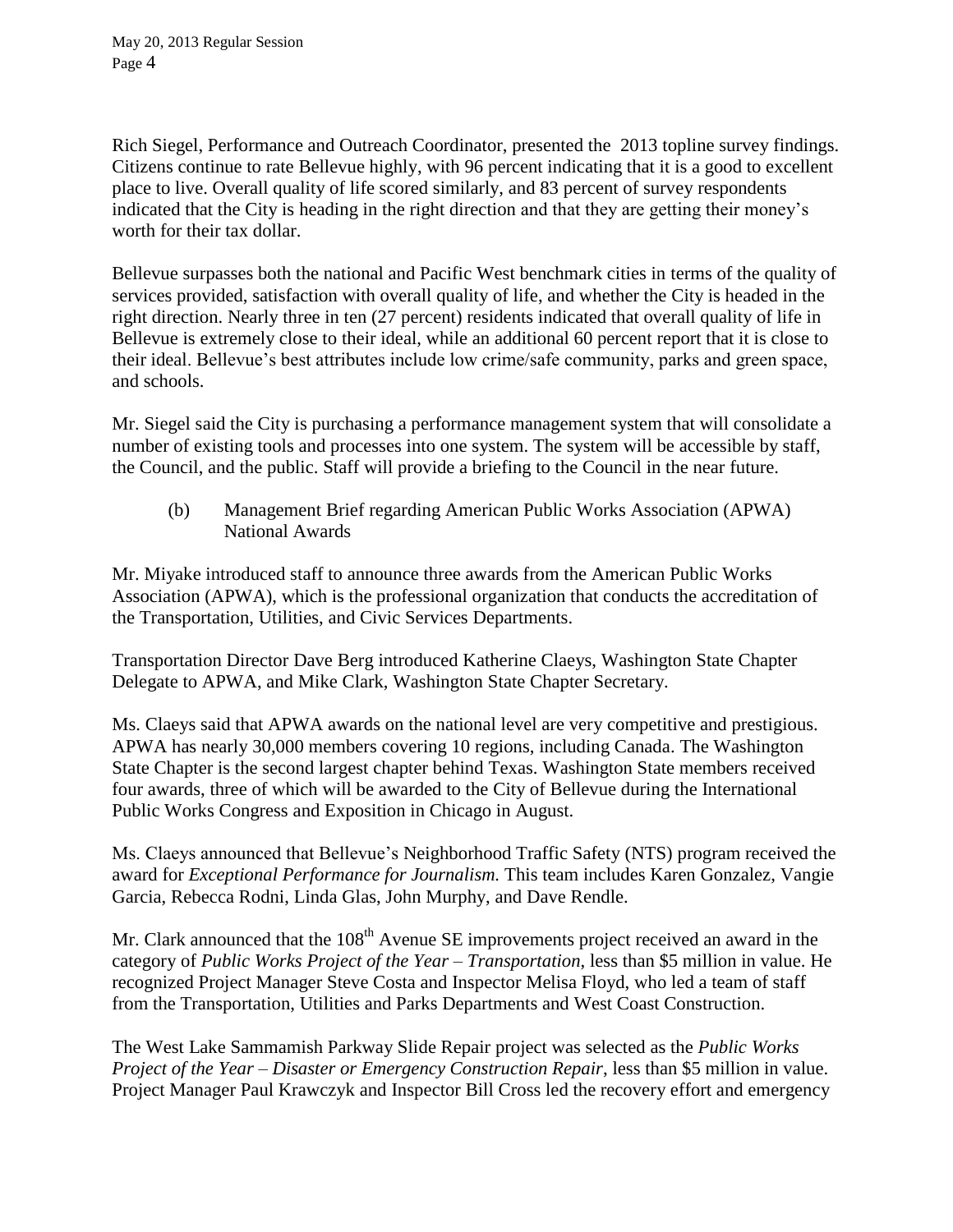Rich Siegel, Performance and Outreach Coordinator, presented the 2013 topline survey findings. Citizens continue to rate Bellevue highly, with 96 percent indicating that it is a good to excellent place to live. Overall quality of life scored similarly, and 83 percent of survey respondents indicated that the City is heading in the right direction and that they are getting their money's worth for their tax dollar.

Bellevue surpasses both the national and Pacific West benchmark cities in terms of the quality of services provided, satisfaction with overall quality of life, and whether the City is headed in the right direction. Nearly three in ten (27 percent) residents indicated that overall quality of life in Bellevue is extremely close to their ideal, while an additional 60 percent report that it is close to their ideal. Bellevue's best attributes include low crime/safe community, parks and green space, and schools.

Mr. Siegel said the City is purchasing a performance management system that will consolidate a number of existing tools and processes into one system. The system will be accessible by staff, the Council, and the public. Staff will provide a briefing to the Council in the near future.

(b) Management Brief regarding American Public Works Association (APWA) National Awards

Mr. Miyake introduced staff to announce three awards from the American Public Works Association (APWA), which is the professional organization that conducts the accreditation of the Transportation, Utilities, and Civic Services Departments.

Transportation Director Dave Berg introduced Katherine Claeys, Washington State Chapter Delegate to APWA, and Mike Clark, Washington State Chapter Secretary.

Ms. Claeys said that APWA awards on the national level are very competitive and prestigious. APWA has nearly 30,000 members covering 10 regions, including Canada. The Washington State Chapter is the second largest chapter behind Texas. Washington State members received four awards, three of which will be awarded to the City of Bellevue during the International Public Works Congress and Exposition in Chicago in August.

Ms. Claeys announced that Bellevue's Neighborhood Traffic Safety (NTS) program received the award for *Exceptional Performance for Journalism.* This team includes Karen Gonzalez, Vangie Garcia, Rebecca Rodni, Linda Glas, John Murphy, and Dave Rendle.

Mr. Clark announced that the 108th Avenue SE improvements project received an award in the category of *Public Works Project of the Year – Transportation*, less than $5 million in value. He recognized Project Manager Steve Costa and Inspector Melisa Floyd, who led a team of staff from the Transportation, Utilities and Parks Departments and West Coast Construction.

The West Lake Sammamish Parkway Slide Repair project was selected as the *Public Works Project of the Year – Disaster or Emergency Construction Repair*, less than $5 million in value. Project Manager Paul Krawczyk and Inspector Bill Cross led the recovery effort and emergency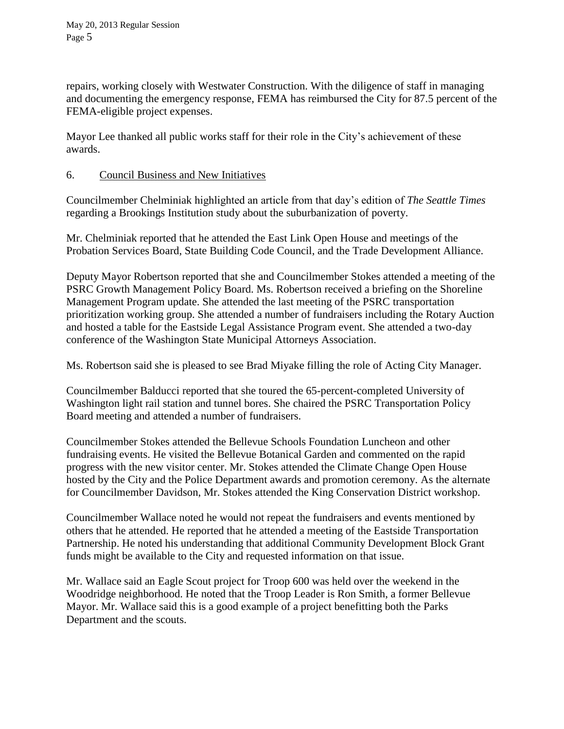repairs, working closely with Westwater Construction. With the diligence of staff in managing and documenting the emergency response, FEMA has reimbursed the City for 87.5 percent of the FEMA-eligible project expenses.

Mayor Lee thanked all public works staff for their role in the City's achievement of these awards.

6. Council Business and New Initiatives

Councilmember Chelminiak highlighted an article from that day's edition of *The Seattle Times* regarding a Brookings Institution study about the suburbanization of poverty.

Mr. Chelminiak reported that he attended the East Link Open House and meetings of the Probation Services Board, State Building Code Council, and the Trade Development Alliance.

Deputy Mayor Robertson reported that she and Councilmember Stokes attended a meeting of the PSRC Growth Management Policy Board. Ms. Robertson received a briefing on the Shoreline Management Program update. She attended the last meeting of the PSRC transportation prioritization working group. She attended a number of fundraisers including the Rotary Auction and hosted a table for the Eastside Legal Assistance Program event. She attended a two-day conference of the Washington State Municipal Attorneys Association.

Ms. Robertson said she is pleased to see Brad Miyake filling the role of Acting City Manager.

Councilmember Balducci reported that she toured the 65-percent-completed University of Washington light rail station and tunnel bores. She chaired the PSRC Transportation Policy Board meeting and attended a number of fundraisers.

Councilmember Stokes attended the Bellevue Schools Foundation Luncheon and other fundraising events. He visited the Bellevue Botanical Garden and commented on the rapid progress with the new visitor center. Mr. Stokes attended the Climate Change Open House hosted by the City and the Police Department awards and promotion ceremony. As the alternate for Councilmember Davidson, Mr. Stokes attended the King Conservation District workshop.

Councilmember Wallace noted he would not repeat the fundraisers and events mentioned by others that he attended. He reported that he attended a meeting of the Eastside Transportation Partnership. He noted his understanding that additional Community Development Block Grant funds might be available to the City and requested information on that issue.

Mr. Wallace said an Eagle Scout project for Troop 600 was held over the weekend in the Woodridge neighborhood. He noted that the Troop Leader is Ron Smith, a former Bellevue Mayor. Mr. Wallace said this is a good example of a project benefitting both the Parks Department and the scouts.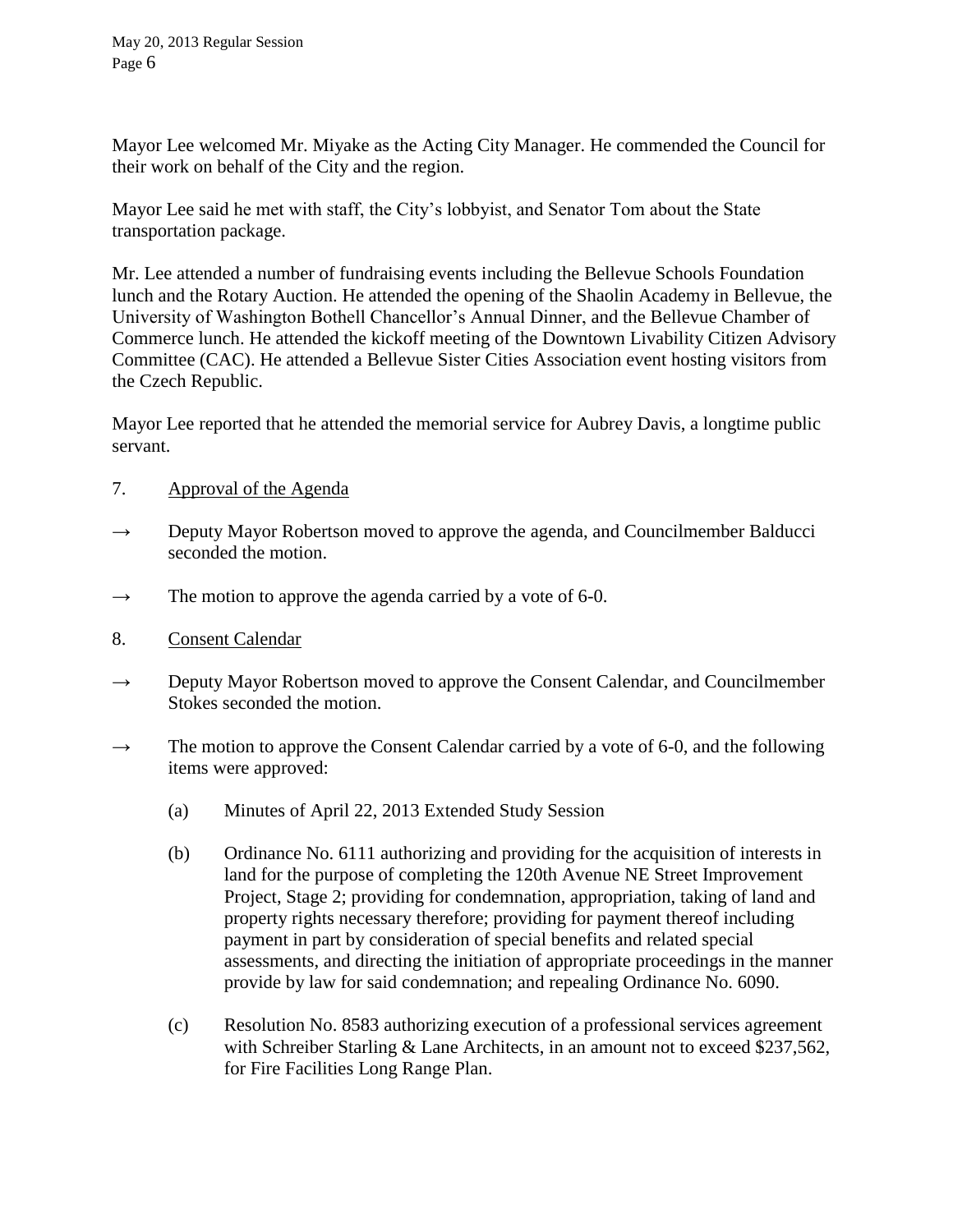Mayor Lee welcomed Mr. Miyake as the Acting City Manager. He commended the Council for their work on behalf of the City and the region.

Mayor Lee said he met with staff, the City's lobbyist, and Senator Tom about the State transportation package.

Mr. Lee attended a number of fundraising events including the Bellevue Schools Foundation lunch and the Rotary Auction. He attended the opening of the Shaolin Academy in Bellevue, the University of Washington Bothell Chancellor's Annual Dinner, and the Bellevue Chamber of Commerce lunch. He attended the kickoff meeting of the Downtown Livability Citizen Advisory Committee (CAC). He attended a Bellevue Sister Cities Association event hosting visitors from the Czech Republic.

Mayor Lee reported that he attended the memorial service for Aubrey Davis, a longtime public servant.

7. <u>Approval of the Agenda</u>

→ Deputy Mayor Robertson moved to approve the agenda, and Councilmember Balducci seconded the motion.

→ The motion to approve the agenda carried by a vote of 6-0.

8. <u>Consent Calendar</u>

→ Deputy Mayor Robertson moved to approve the Consent Calendar, and Councilmember Stokes seconded the motion.

→ The motion to approve the Consent Calendar carried by a vote of 6-0, and the following items were approved:

(a) Minutes of April 22, 2013 Extended Study Session

(b) Ordinance No. 6111 authorizing and providing for the acquisition of interests in land for the purpose of completing the 120th Avenue NE Street Improvement Project, Stage 2; providing for condemnation, appropriation, taking of land and property rights necessary therefore; providing for payment thereof including payment in part by consideration of special benefits and related special assessments, and directing the initiation of appropriate proceedings in the manner provide by law for said condemnation; and repealing Ordinance No. 6090.

(c) Resolution No. 8583 authorizing execution of a professional services agreement with Schreiber Starling & Lane Architects, in an amount not to exceed $237,562, for Fire Facilities Long Range Plan.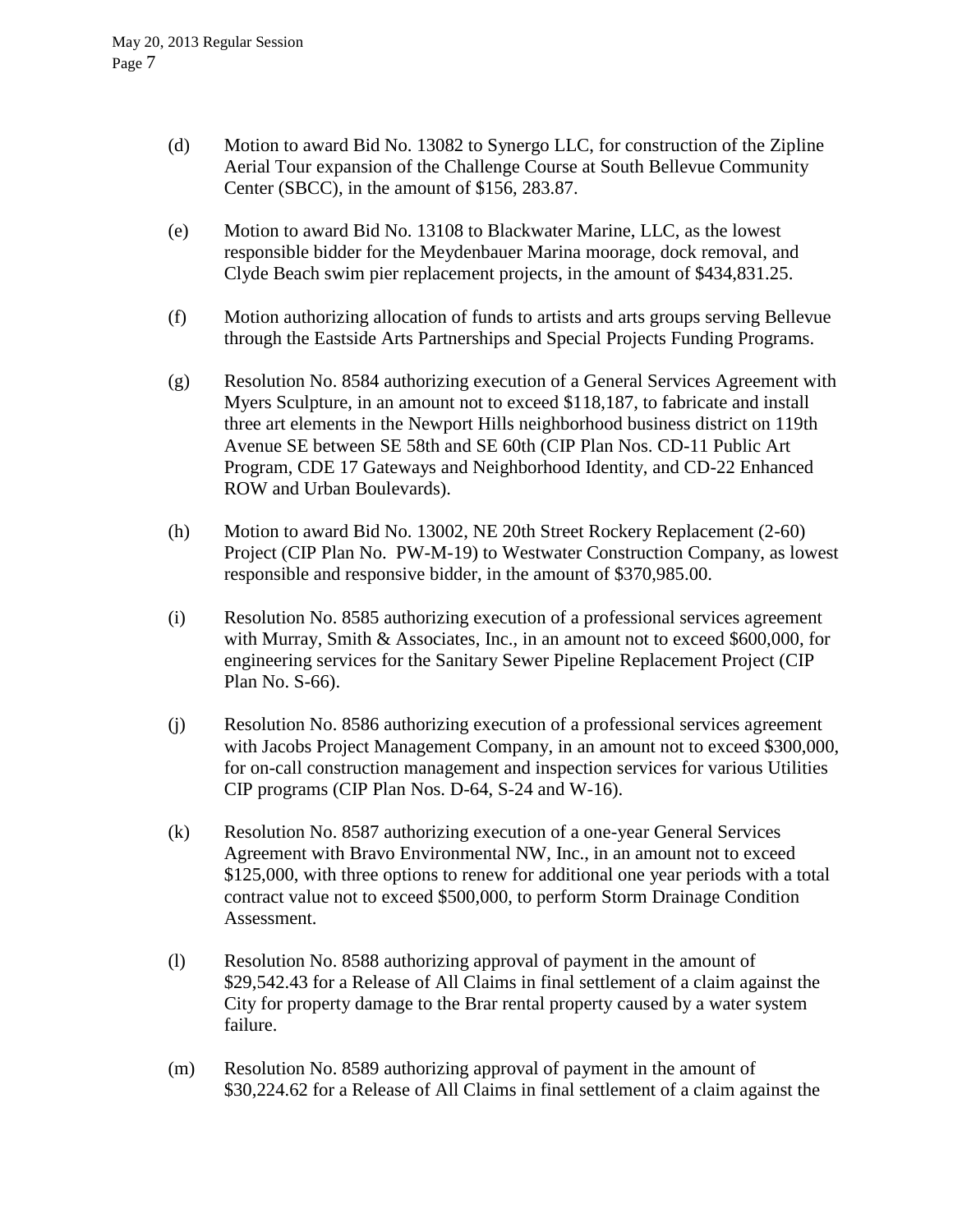(d) Motion to award Bid No. 13082 to Synergo LLC, for construction of the Zipline Aerial Tour expansion of the Challenge Course at South Bellevue Community Center (SBCC), in the amount of $156, 283.87.

(e) Motion to award Bid No. 13108 to Blackwater Marine, LLC, as the lowest responsible bidder for the Meydenbauer Marina moorage, dock removal, and Clyde Beach swim pier replacement projects, in the amount of $434,831.25.

(f) Motion authorizing allocation of funds to artists and arts groups serving Bellevue through the Eastside Arts Partnerships and Special Projects Funding Programs.

(g) Resolution No. 8584 authorizing execution of a General Services Agreement with Myers Sculpture, in an amount not to exceed $118,187, to fabricate and install three art elements in the Newport Hills neighborhood business district on 119th Avenue SE between SE 58th and SE 60th (CIP Plan Nos. CD-11 Public Art Program, CDE 17 Gateways and Neighborhood Identity, and CD-22 Enhanced ROW and Urban Boulevards).

(h) Motion to award Bid No. 13002, NE 20th Street Rockery Replacement (2-60) Project (CIP Plan No. PW-M-19) to Westwater Construction Company, as lowest responsible and responsive bidder, in the amount of $370,985.00.

(i) Resolution No. 8585 authorizing execution of a professional services agreement with Murray, Smith & Associates, Inc., in an amount not to exceed $600,000, for engineering services for the Sanitary Sewer Pipeline Replacement Project (CIP Plan No. S-66).

(j) Resolution No. 8586 authorizing execution of a professional services agreement with Jacobs Project Management Company, in an amount not to exceed $300,000, for on-call construction management and inspection services for various Utilities CIP programs (CIP Plan Nos. D-64, S-24 and W-16).

(k) Resolution No. 8587 authorizing execution of a one-year General Services Agreement with Bravo Environmental NW, Inc., in an amount not to exceed $125,000, with three options to renew for additional one year periods with a total contract value not to exceed $500,000, to perform Storm Drainage Condition Assessment.

(l) Resolution No. 8588 authorizing approval of payment in the amount of $29,542.43 for a Release of All Claims in final settlement of a claim against the City for property damage to the Brar rental property caused by a water system failure.

(m) Resolution No. 8589 authorizing approval of payment in the amount of $30,224.62 for a Release of All Claims in final settlement of a claim against the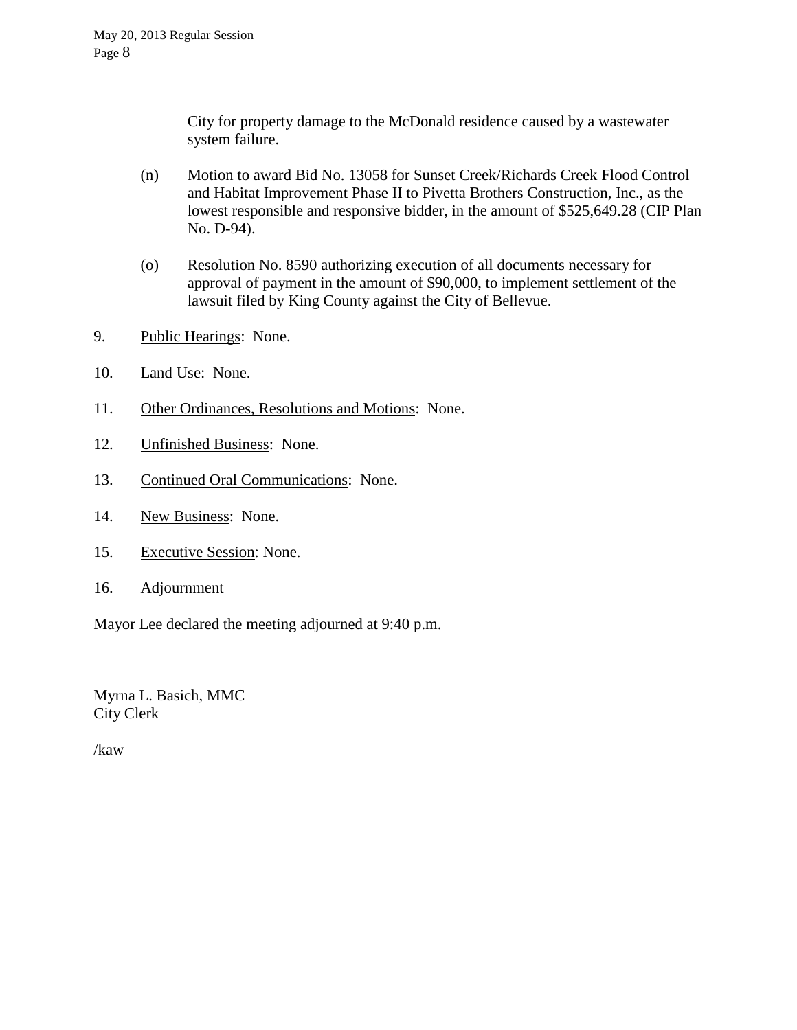City for property damage to the McDonald residence caused by a wastewater system failure.

(n) Motion to award Bid No. 13058 for Sunset Creek/Richards Creek Flood Control and Habitat Improvement Phase II to Pivetta Brothers Construction, Inc., as the lowest responsible and responsive bidder, in the amount of $525,649.28 (CIP Plan No. D-94).

(o) Resolution No. 8590 authorizing execution of all documents necessary for approval of payment in the amount of $90,000, to implement settlement of the lawsuit filed by King County against the City of Bellevue.

9. Public Hearings: None.

10. Land Use: None.

11. Other Ordinances, Resolutions and Motions: None.

12. Unfinished Business: None.

13. Continued Oral Communications: None.

14. New Business: None.

15. Executive Session: None.

16. Adjournment

Mayor Lee declared the meeting adjourned at 9:40 p.m.

Myrna L. Basich, MMC
City Clerk

/kaw